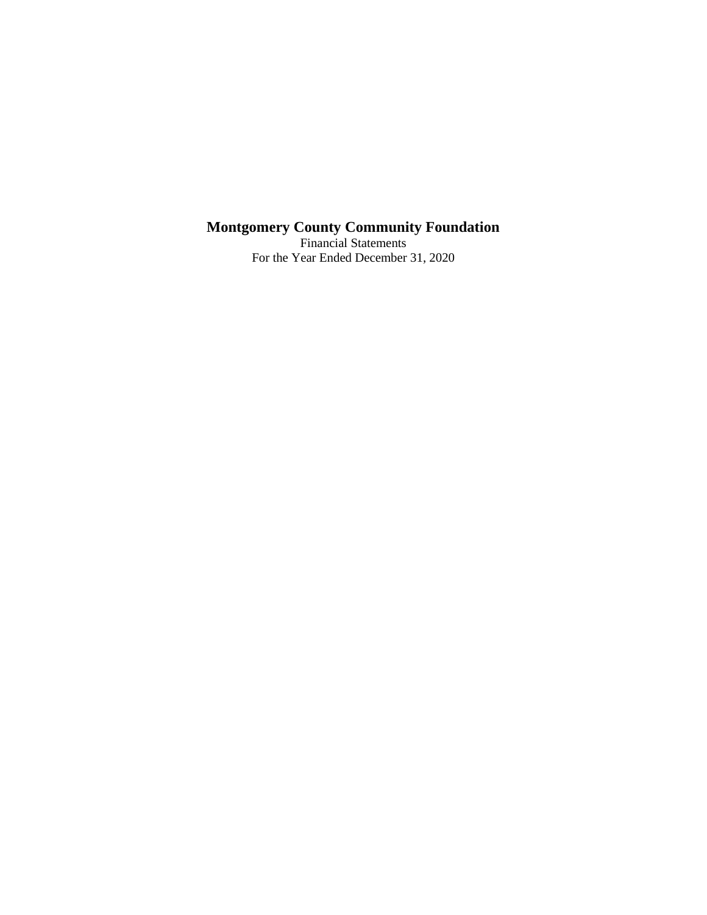# Montgomery County Community Foundation

Financial Statements

For the Year Ended December 31, 2020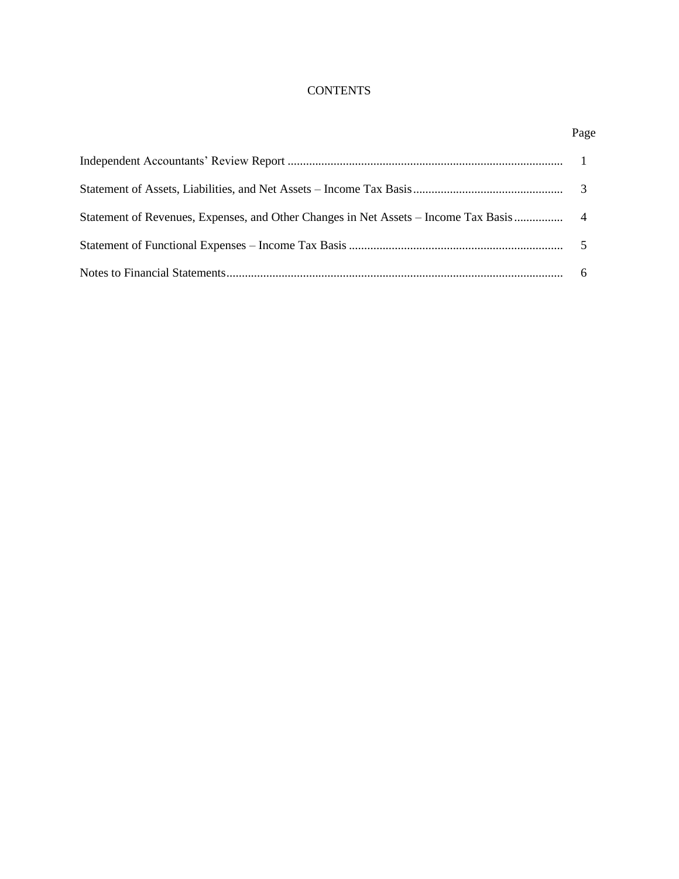# CONTENTS

| | Page |
|---|---|
| Independent Accountants' Review Report | 1 |
| Statement of Assets, Liabilities, and Net Assets – Income Tax Basis | 3 |
| Statement of Revenues, Expenses, and Other Changes in Net Assets – Income Tax Basis | 4 |
| Statement of Functional Expenses – Income Tax Basis | 5 |
| Notes to Financial Statements | 6 |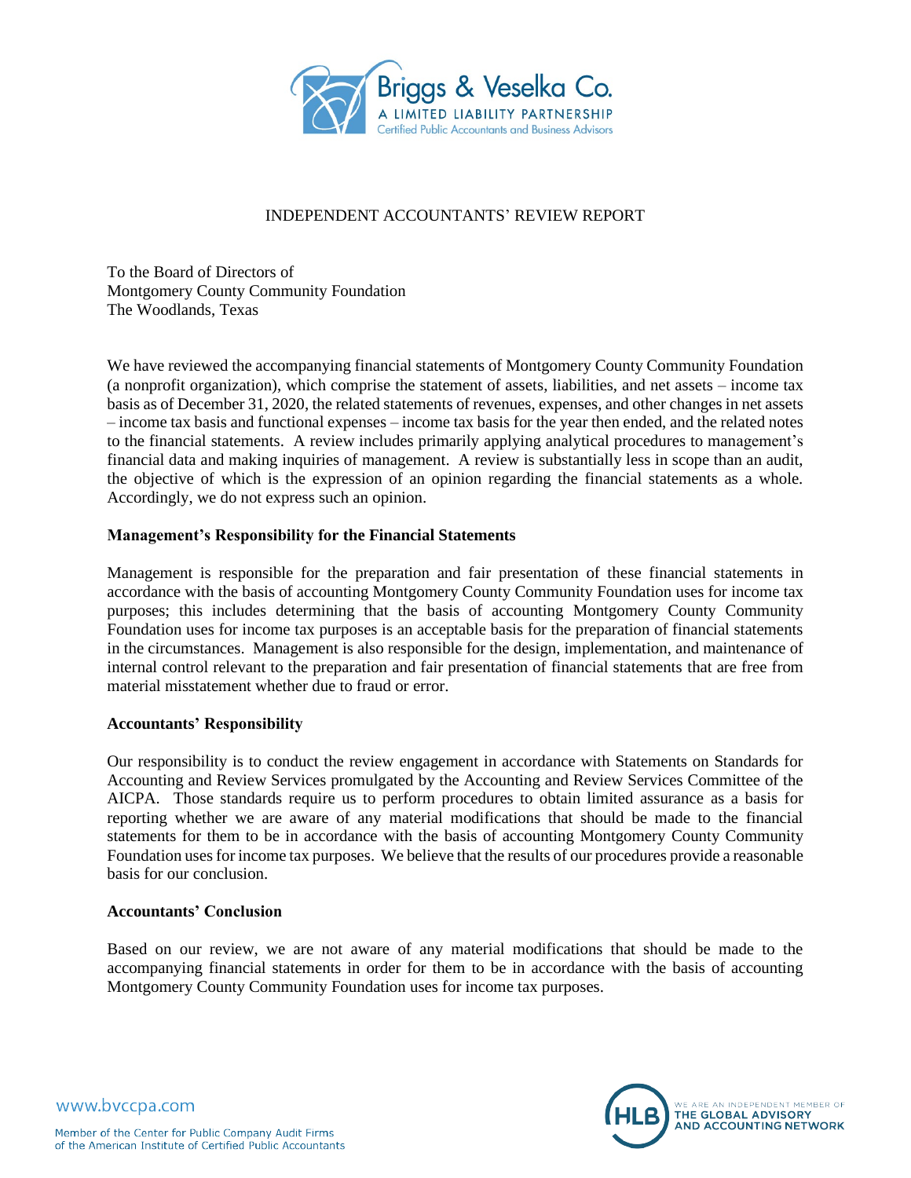Briggs & Veselka Co.
A LIMITED LIABILITY PARTNERSHIP
Certified Public Accountants and Business Advisors

# INDEPENDENT ACCOUNTANTS' REVIEW REPORT

To the Board of Directors of
Montgomery County Community Foundation
The Woodlands, Texas

We have reviewed the accompanying financial statements of Montgomery County Community Foundation (a nonprofit organization), which comprise the statement of assets, liabilities, and net assets – income tax basis as of December 31, 2020, the related statements of revenues, expenses, and other changes in net assets – income tax basis and functional expenses – income tax basis for the year then ended, and the related notes to the financial statements. A review includes primarily applying analytical procedures to management's financial data and making inquiries of management. A review is substantially less in scope than an audit, the objective of which is the expression of an opinion regarding the financial statements as a whole. Accordingly, we do not express such an opinion.

**Management's Responsibility for the Financial Statements**

Management is responsible for the preparation and fair presentation of these financial statements in accordance with the basis of accounting Montgomery County Community Foundation uses for income tax purposes; this includes determining that the basis of accounting Montgomery County Community Foundation uses for income tax purposes is an acceptable basis for the preparation of financial statements in the circumstances. Management is also responsible for the design, implementation, and maintenance of internal control relevant to the preparation and fair presentation of financial statements that are free from material misstatement whether due to fraud or error.

**Accountants' Responsibility**

Our responsibility is to conduct the review engagement in accordance with Statements on Standards for Accounting and Review Services promulgated by the Accounting and Review Services Committee of the AICPA. Those standards require us to perform procedures to obtain limited assurance as a basis for reporting whether we are aware of any material modifications that should be made to the financial statements for them to be in accordance with the basis of accounting Montgomery County Community Foundation uses for income tax purposes. We believe that the results of our procedures provide a reasonable basis for our conclusion.

**Accountants' Conclusion**

Based on our review, we are not aware of any material modifications that should be made to the accompanying financial statements in order for them to be in accordance with the basis of accounting Montgomery County Community Foundation uses for income tax purposes.

www.bvccpa.com

Member of the Center for Public Company Audit Firms
of the American Institute of Certified Public Accountants

HLB — WE ARE AN INDEPENDENT MEMBER OF THE GLOBAL ADVISORY AND ACCOUNTING NETWORK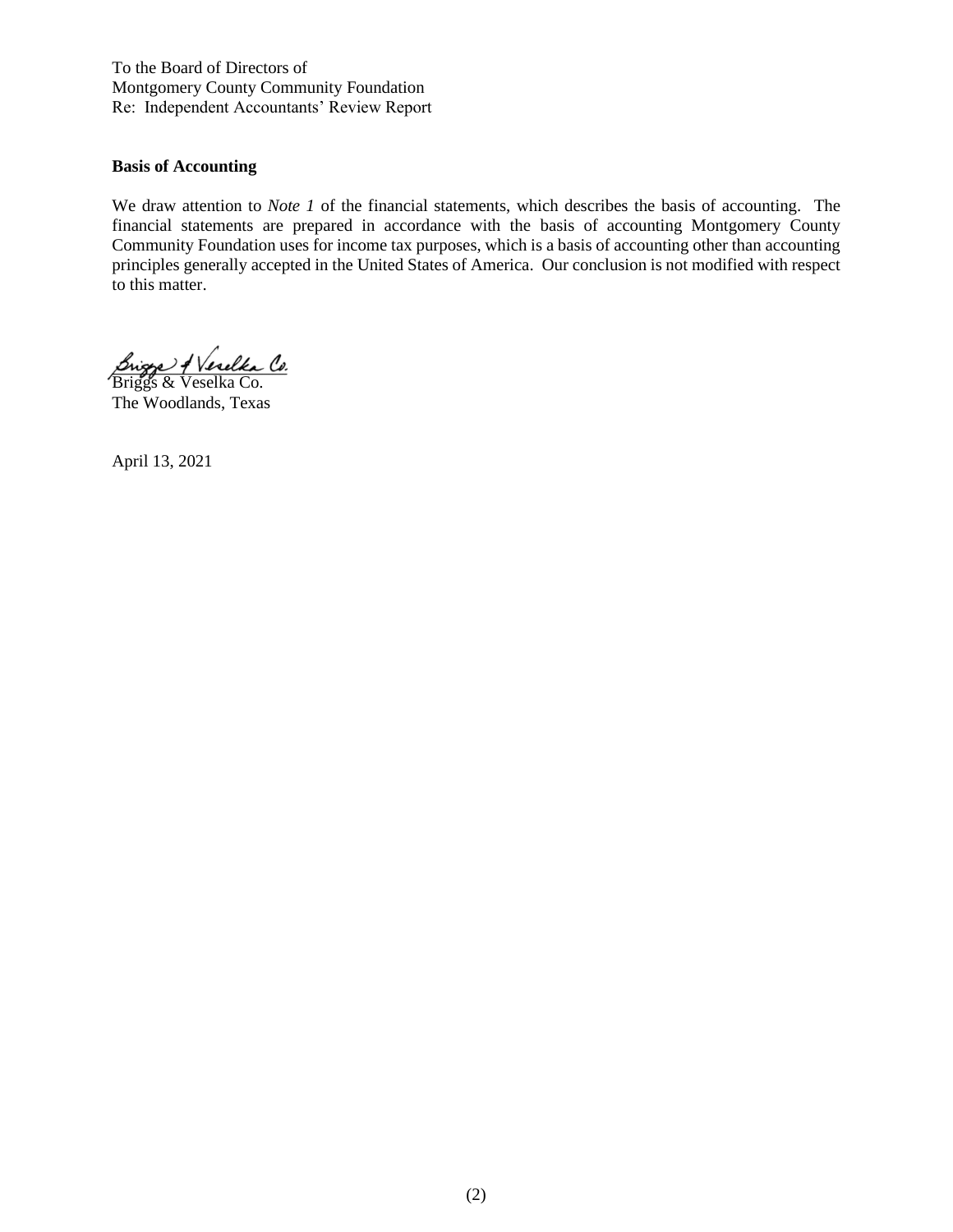To the Board of Directors of
Montgomery County Community Foundation
Re: Independent Accountants' Review Report

**Basis of Accounting**

We draw attention to *Note 1* of the financial statements, which describes the basis of accounting. The financial statements are prepared in accordance with the basis of accounting Montgomery County Community Foundation uses for income tax purposes, which is a basis of accounting other than accounting principles generally accepted in the United States of America. Our conclusion is not modified with respect to this matter.

Briggs & Veselka Co.
The Woodlands, Texas

April 13, 2021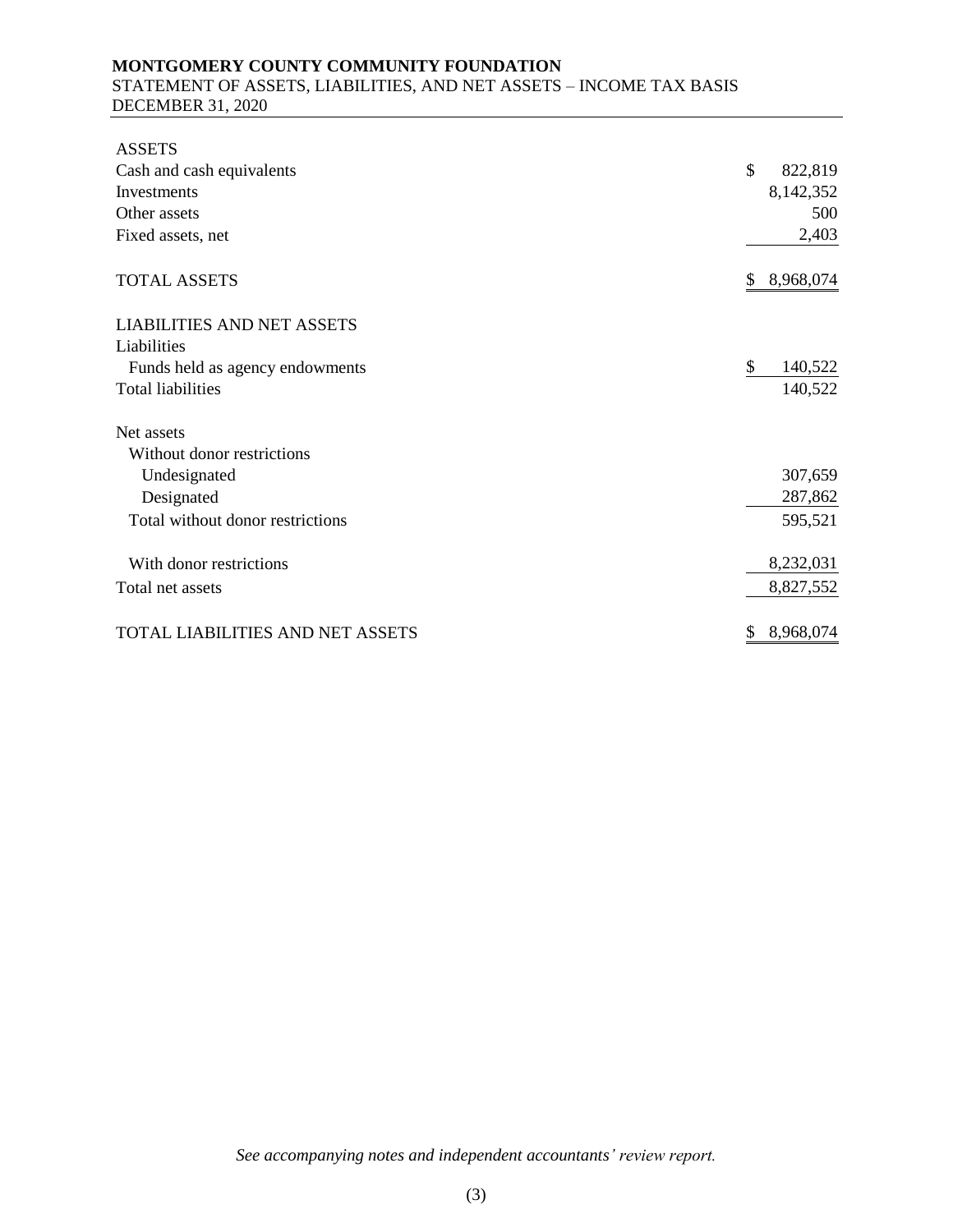**MONTGOMERY COUNTY COMMUNITY FOUNDATION**
STATEMENT OF ASSETS, LIABILITIES, AND NET ASSETS – INCOME TAX BASIS
DECEMBER 31, 2020

| | |
|---|---|
| ASSETS | |
| Cash and cash equivalents | $ 822,819 |
| Investments | 8,142,352 |
| Other assets | 500 |
| Fixed assets, net | 2,403 |
| TOTAL ASSETS | $ 8,968,074 |
| LIABILITIES AND NET ASSETS | |
| Liabilities | |
| Funds held as agency endowments | $ 140,522 |
| Total liabilities | 140,522 |
| Net assets | |
| Without donor restrictions | |
| Undesignated | 307,659 |
| Designated | 287,862 |
| Total without donor restrictions | 595,521 |
| With donor restrictions | 8,232,031 |
| Total net assets | 8,827,552 |
| TOTAL LIABILITIES AND NET ASSETS | $ 8,968,074 |

*See accompanying notes and independent accountants' review report.*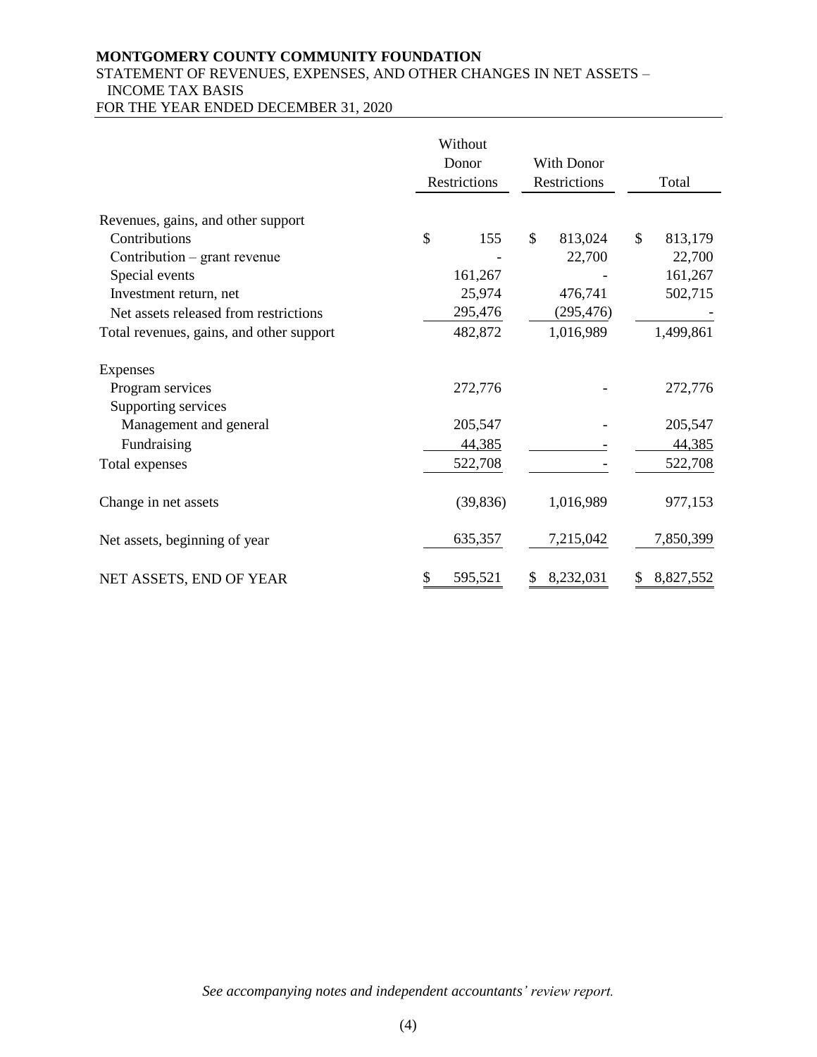**MONTGOMERY COUNTY COMMUNITY FOUNDATION**
STATEMENT OF REVENUES, EXPENSES, AND OTHER CHANGES IN NET ASSETS – INCOME TAX BASIS
FOR THE YEAR ENDED DECEMBER 31, 2020

| | Without Donor Restrictions | With Donor Restrictions | Total |
|---|---|---|---|
| Revenues, gains, and other support | | | |
| Contributions | $ 155 | $ 813,024 | $ 813,179 |
| Contribution – grant revenue | - | 22,700 | 22,700 |
| Special events | 161,267 | - | 161,267 |
| Investment return, net | 25,974 | 476,741 | 502,715 |
| Net assets released from restrictions | 295,476 | (295,476) | - |
| Total revenues, gains, and other support | 482,872 | 1,016,989 | 1,499,861 |
| Expenses | | | |
| Program services | 272,776 | - | 272,776 |
| Supporting services | | | |
| Management and general | 205,547 | - | 205,547 |
| Fundraising | 44,385 | - | 44,385 |
| Total expenses | 522,708 | - | 522,708 |
| Change in net assets | (39,836) | 1,016,989 | 977,153 |
| Net assets, beginning of year | 635,357 | 7,215,042 | 7,850,399 |
| NET ASSETS, END OF YEAR | $ 595,521 | $ 8,232,031 | $ 8,827,552 |

*See accompanying notes and independent accountants' review report.*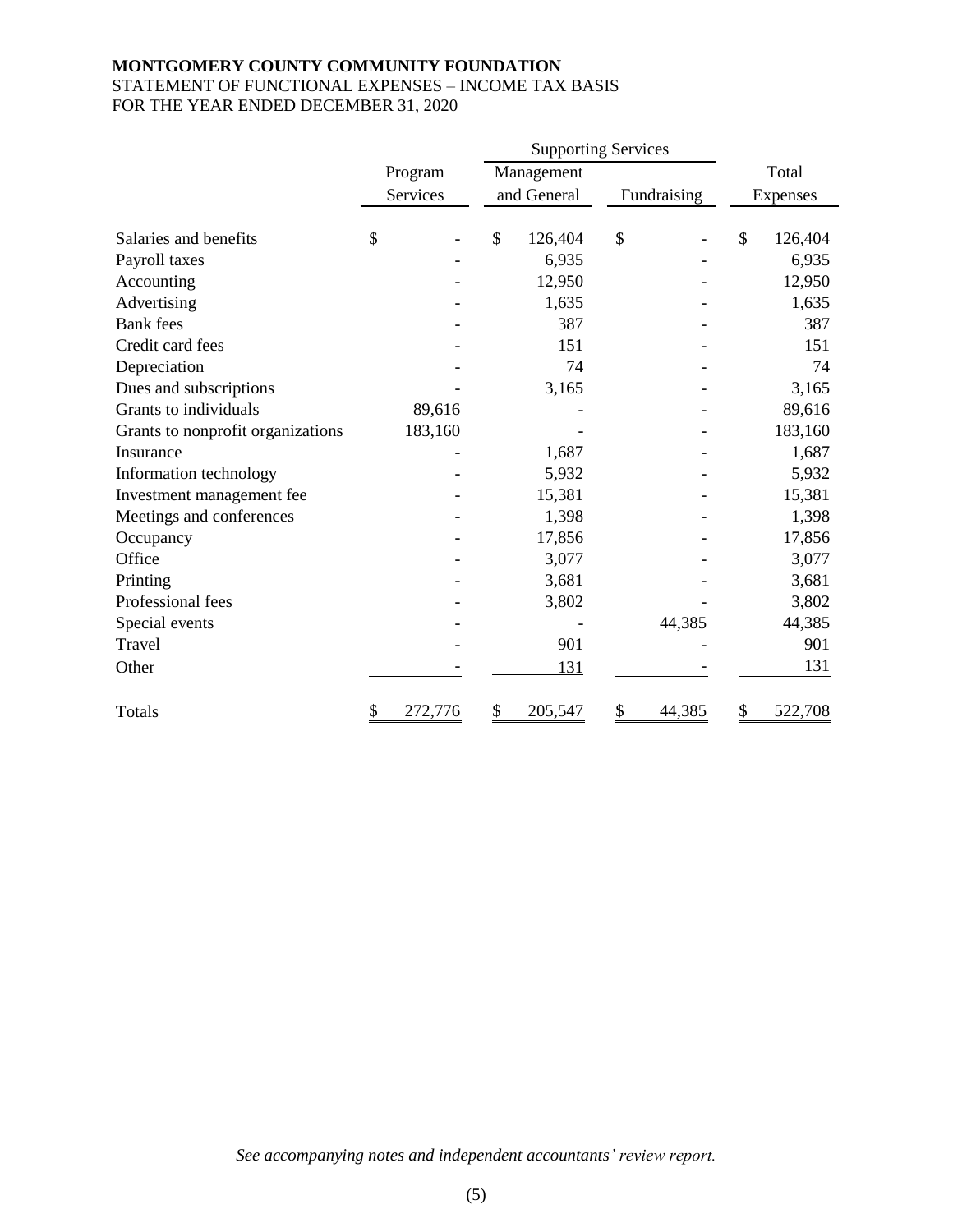**MONTGOMERY COUNTY COMMUNITY FOUNDATION**
STATEMENT OF FUNCTIONAL EXPENSES – INCOME TAX BASIS
FOR THE YEAR ENDED DECEMBER 31, 2020

| | | Supporting Services | | |
|---|---|---|---|---|
| | Program Services | Management and General | Fundraising | Total Expenses |
| Salaries and benefits | $ - | $ 126,404 | $ - | $ 126,404 |
| Payroll taxes | - | 6,935 | - | 6,935 |
| Accounting | - | 12,950 | - | 12,950 |
| Advertising | - | 1,635 | - | 1,635 |
| Bank fees | - | 387 | - | 387 |
| Credit card fees | - | 151 | - | 151 |
| Depreciation | - | 74 | - | 74 |
| Dues and subscriptions | - | 3,165 | - | 3,165 |
| Grants to individuals | 89,616 | - | - | 89,616 |
| Grants to nonprofit organizations | 183,160 | - | - | 183,160 |
| Insurance | - | 1,687 | - | 1,687 |
| Information technology | - | 5,932 | - | 5,932 |
| Investment management fee | - | 15,381 | - | 15,381 |
| Meetings and conferences | - | 1,398 | - | 1,398 |
| Occupancy | - | 17,856 | - | 17,856 |
| Office | - | 3,077 | - | 3,077 |
| Printing | - | 3,681 | - | 3,681 |
| Professional fees | - | 3,802 | - | 3,802 |
| Special events | - | - | 44,385 | 44,385 |
| Travel | - | 901 | - | 901 |
| Other | - | 131 | - | 131 |
| Totals | $ 272,776 | $ 205,547 | $ 44,385 | $ 522,708 |

*See accompanying notes and independent accountants' review report.*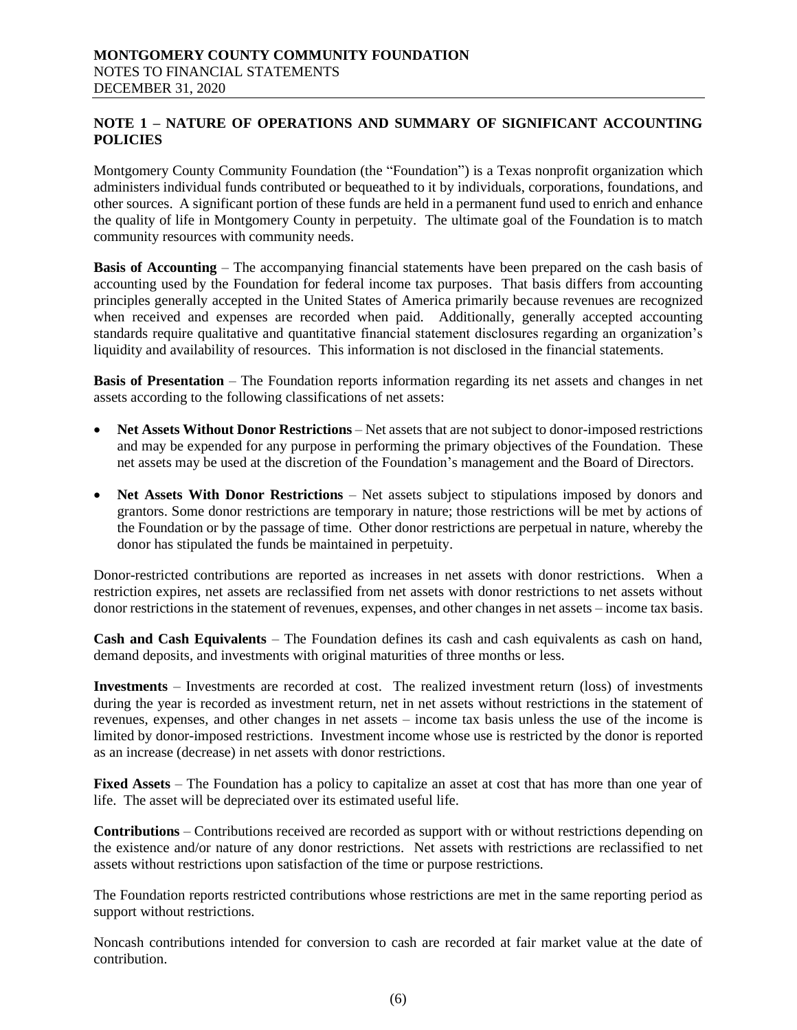**MONTGOMERY COUNTY COMMUNITY FOUNDATION**
NOTES TO FINANCIAL STATEMENTS
DECEMBER 31, 2020

## NOTE 1 – NATURE OF OPERATIONS AND SUMMARY OF SIGNIFICANT ACCOUNTING POLICIES

Montgomery County Community Foundation (the "Foundation") is a Texas nonprofit organization which administers individual funds contributed or bequeathed to it by individuals, corporations, foundations, and other sources. A significant portion of these funds are held in a permanent fund used to enrich and enhance the quality of life in Montgomery County in perpetuity. The ultimate goal of the Foundation is to match community resources with community needs.

**Basis of Accounting** – The accompanying financial statements have been prepared on the cash basis of accounting used by the Foundation for federal income tax purposes. That basis differs from accounting principles generally accepted in the United States of America primarily because revenues are recognized when received and expenses are recorded when paid. Additionally, generally accepted accounting standards require qualitative and quantitative financial statement disclosures regarding an organization's liquidity and availability of resources. This information is not disclosed in the financial statements.

**Basis of Presentation** – The Foundation reports information regarding its net assets and changes in net assets according to the following classifications of net assets:

- **Net Assets Without Donor Restrictions** – Net assets that are not subject to donor-imposed restrictions and may be expended for any purpose in performing the primary objectives of the Foundation. These net assets may be used at the discretion of the Foundation's management and the Board of Directors.
- **Net Assets With Donor Restrictions** – Net assets subject to stipulations imposed by donors and grantors. Some donor restrictions are temporary in nature; those restrictions will be met by actions of the Foundation or by the passage of time. Other donor restrictions are perpetual in nature, whereby the donor has stipulated the funds be maintained in perpetuity.

Donor-restricted contributions are reported as increases in net assets with donor restrictions. When a restriction expires, net assets are reclassified from net assets with donor restrictions to net assets without donor restrictions in the statement of revenues, expenses, and other changes in net assets – income tax basis.

**Cash and Cash Equivalents** – The Foundation defines its cash and cash equivalents as cash on hand, demand deposits, and investments with original maturities of three months or less.

**Investments** – Investments are recorded at cost. The realized investment return (loss) of investments during the year is recorded as investment return, net in net assets without restrictions in the statement of revenues, expenses, and other changes in net assets – income tax basis unless the use of the income is limited by donor-imposed restrictions. Investment income whose use is restricted by the donor is reported as an increase (decrease) in net assets with donor restrictions.

**Fixed Assets** – The Foundation has a policy to capitalize an asset at cost that has more than one year of life. The asset will be depreciated over its estimated useful life.

**Contributions** – Contributions received are recorded as support with or without restrictions depending on the existence and/or nature of any donor restrictions. Net assets with restrictions are reclassified to net assets without restrictions upon satisfaction of the time or purpose restrictions.

The Foundation reports restricted contributions whose restrictions are met in the same reporting period as support without restrictions.

Noncash contributions intended for conversion to cash are recorded at fair market value at the date of contribution.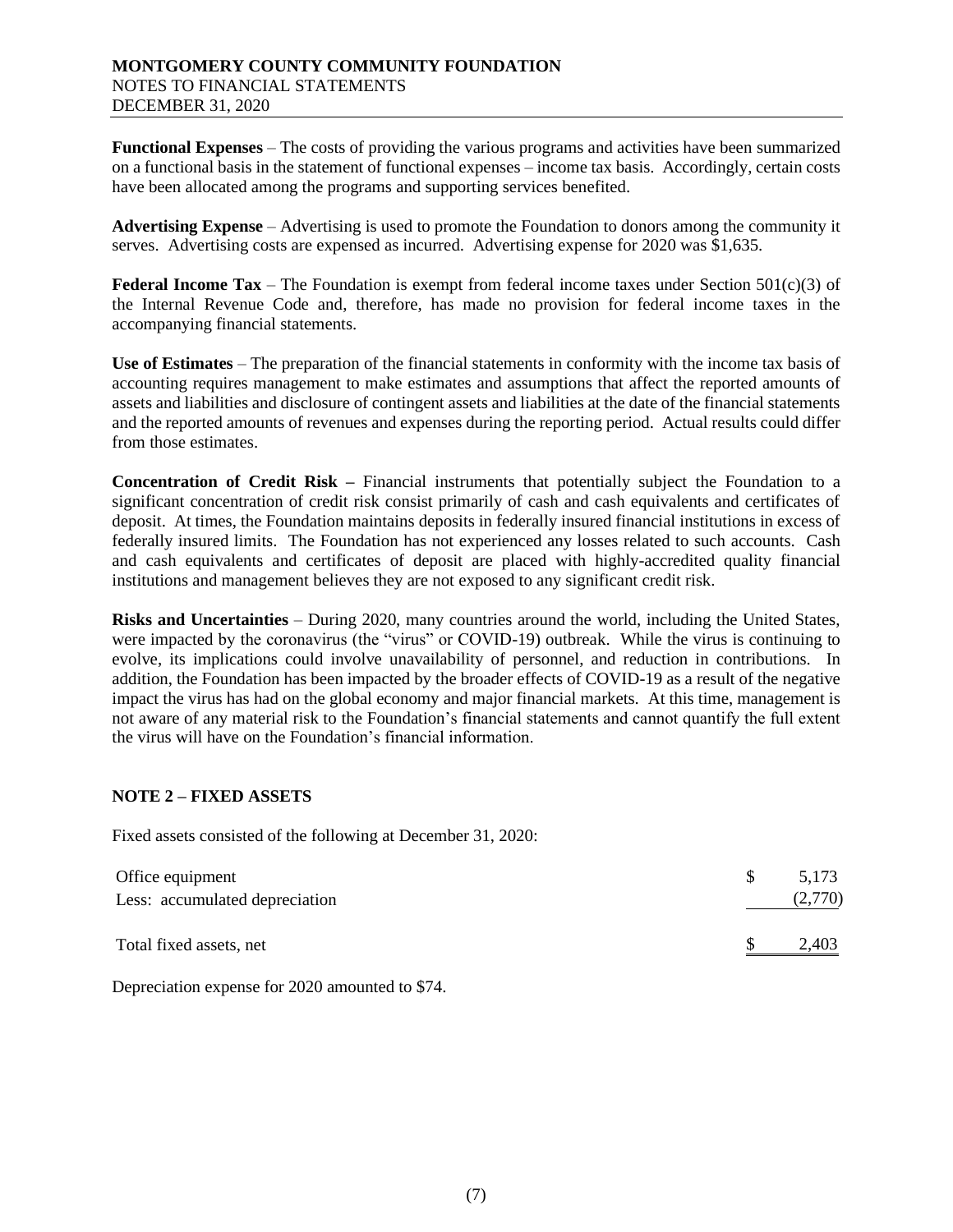**Functional Expenses** – The costs of providing the various programs and activities have been summarized on a functional basis in the statement of functional expenses – income tax basis. Accordingly, certain costs have been allocated among the programs and supporting services benefited.

**Advertising Expense** – Advertising is used to promote the Foundation to donors among the community it serves. Advertising costs are expensed as incurred. Advertising expense for 2020 was $1,635.

**Federal Income Tax** – The Foundation is exempt from federal income taxes under Section 501(c)(3) of the Internal Revenue Code and, therefore, has made no provision for federal income taxes in the accompanying financial statements.

**Use of Estimates** – The preparation of the financial statements in conformity with the income tax basis of accounting requires management to make estimates and assumptions that affect the reported amounts of assets and liabilities and disclosure of contingent assets and liabilities at the date of the financial statements and the reported amounts of revenues and expenses during the reporting period. Actual results could differ from those estimates.

**Concentration of Credit Risk –** Financial instruments that potentially subject the Foundation to a significant concentration of credit risk consist primarily of cash and cash equivalents and certificates of deposit. At times, the Foundation maintains deposits in federally insured financial institutions in excess of federally insured limits. The Foundation has not experienced any losses related to such accounts. Cash and cash equivalents and certificates of deposit are placed with highly-accredited quality financial institutions and management believes they are not exposed to any significant credit risk.

**Risks and Uncertainties** – During 2020, many countries around the world, including the United States, were impacted by the coronavirus (the "virus" or COVID-19) outbreak. While the virus is continuing to evolve, its implications could involve unavailability of personnel, and reduction in contributions. In addition, the Foundation has been impacted by the broader effects of COVID-19 as a result of the negative impact the virus has had on the global economy and major financial markets. At this time, management is not aware of any material risk to the Foundation's financial statements and cannot quantify the full extent the virus will have on the Foundation's financial information.

## NOTE 2 – FIXED ASSETS

Fixed assets consisted of the following at December 31, 2020:

| | |
|---|---|
| Office equipment | $ 5,173 |
| Less: accumulated depreciation | (2,770) |
| Total fixed assets, net | $ 2,403 |

Depreciation expense for 2020 amounted to $74.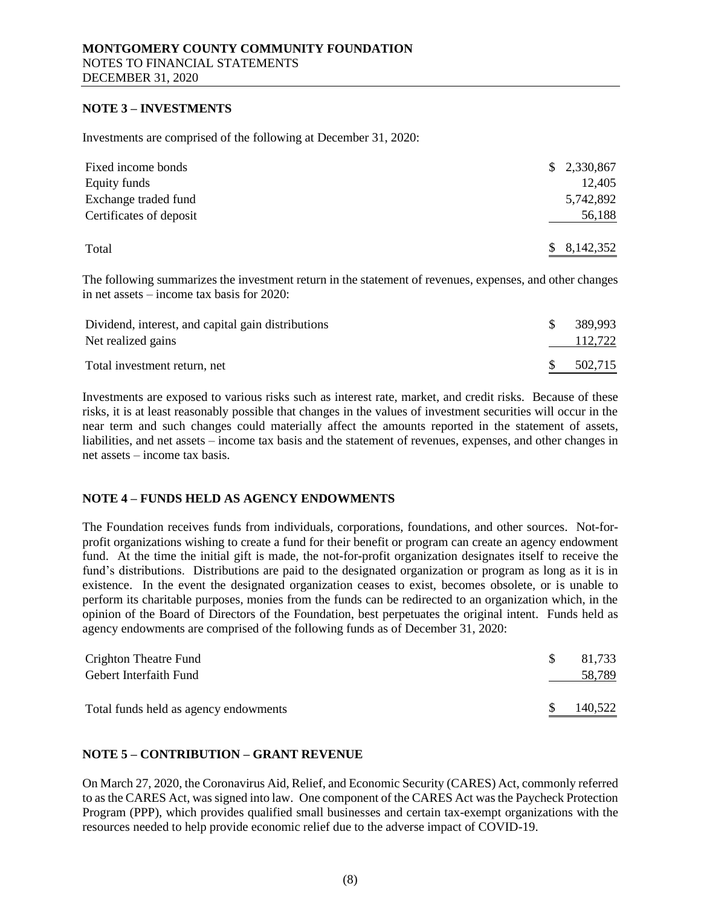## NOTE 3 – INVESTMENTS

Investments are comprised of the following at December 31, 2020:

| | |
|---|---|
| Fixed income bonds | $ 2,330,867 |
| Equity funds | 12,405 |
| Exchange traded fund | 5,742,892 |
| Certificates of deposit | 56,188 |
| Total | $ 8,142,352 |

The following summarizes the investment return in the statement of revenues, expenses, and other changes in net assets – income tax basis for 2020:

| | |
|---|---|
| Dividend, interest, and capital gain distributions | $ 389,993 |
| Net realized gains | 112,722 |
| Total investment return, net | $ 502,715 |

Investments are exposed to various risks such as interest rate, market, and credit risks. Because of these risks, it is at least reasonably possible that changes in the values of investment securities will occur in the near term and such changes could materially affect the amounts reported in the statement of assets, liabilities, and net assets – income tax basis and the statement of revenues, expenses, and other changes in net assets – income tax basis.

## NOTE 4 – FUNDS HELD AS AGENCY ENDOWMENTS

The Foundation receives funds from individuals, corporations, foundations, and other sources. Not-for-profit organizations wishing to create a fund for their benefit or program can create an agency endowment fund. At the time the initial gift is made, the not-for-profit organization designates itself to receive the fund's distributions. Distributions are paid to the designated organization or program as long as it is in existence. In the event the designated organization ceases to exist, becomes obsolete, or is unable to perform its charitable purposes, monies from the funds can be redirected to an organization which, in the opinion of the Board of Directors of the Foundation, best perpetuates the original intent. Funds held as agency endowments are comprised of the following funds as of December 31, 2020:

| | |
|---|---|
| Crighton Theatre Fund | $ 81,733 |
| Gebert Interfaith Fund | 58,789 |
| Total funds held as agency endowments | $ 140,522 |

## NOTE 5 – CONTRIBUTION – GRANT REVENUE

On March 27, 2020, the Coronavirus Aid, Relief, and Economic Security (CARES) Act, commonly referred to as the CARES Act, was signed into law. One component of the CARES Act was the Paycheck Protection Program (PPP), which provides qualified small businesses and certain tax-exempt organizations with the resources needed to help provide economic relief due to the adverse impact of COVID-19.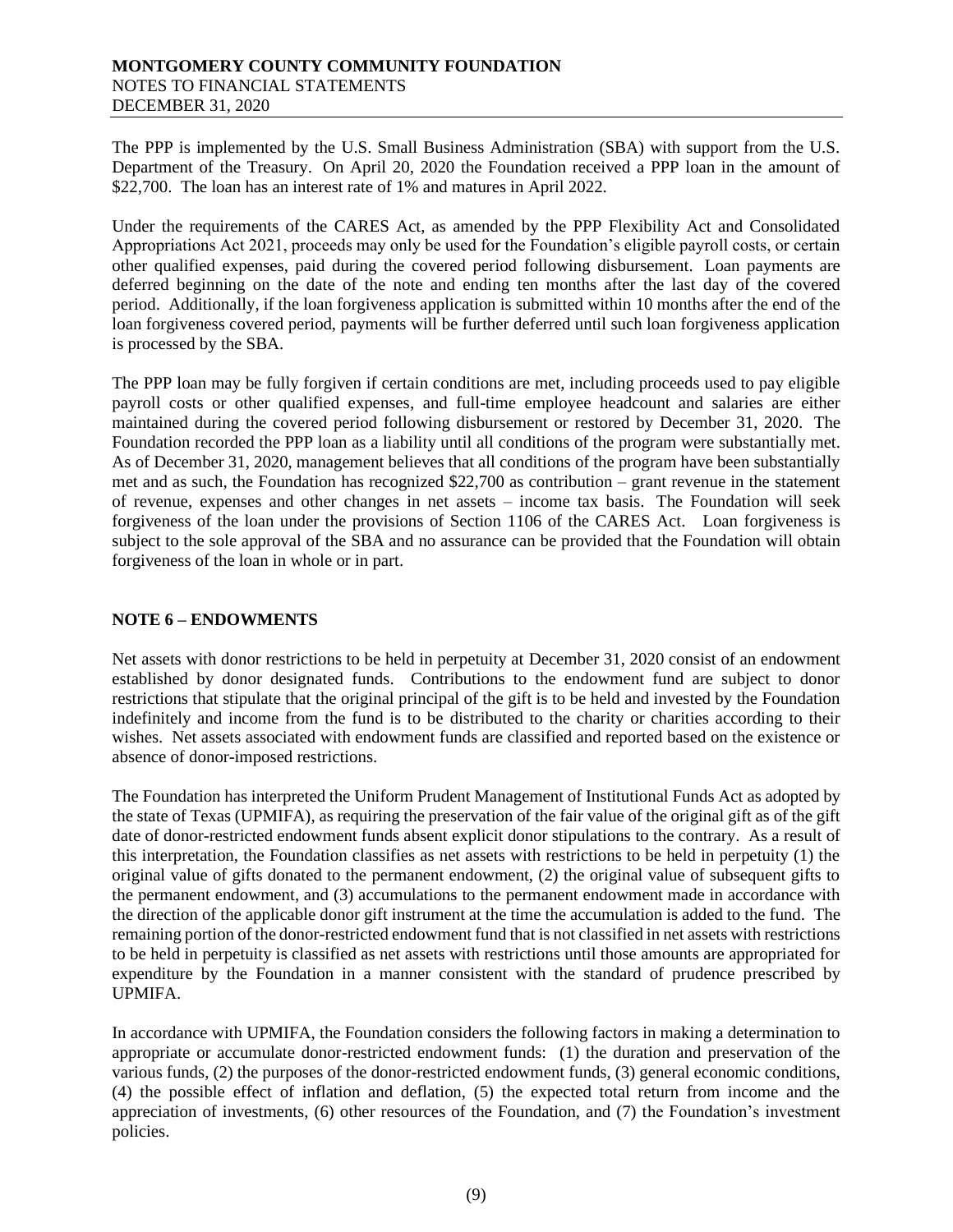The PPP is implemented by the U.S. Small Business Administration (SBA) with support from the U.S. Department of the Treasury. On April 20, 2020 the Foundation received a PPP loan in the amount of $22,700. The loan has an interest rate of 1% and matures in April 2022.

Under the requirements of the CARES Act, as amended by the PPP Flexibility Act and Consolidated Appropriations Act 2021, proceeds may only be used for the Foundation's eligible payroll costs, or certain other qualified expenses, paid during the covered period following disbursement. Loan payments are deferred beginning on the date of the note and ending ten months after the last day of the covered period. Additionally, if the loan forgiveness application is submitted within 10 months after the end of the loan forgiveness covered period, payments will be further deferred until such loan forgiveness application is processed by the SBA.

The PPP loan may be fully forgiven if certain conditions are met, including proceeds used to pay eligible payroll costs or other qualified expenses, and full-time employee headcount and salaries are either maintained during the covered period following disbursement or restored by December 31, 2020. The Foundation recorded the PPP loan as a liability until all conditions of the program were substantially met. As of December 31, 2020, management believes that all conditions of the program have been substantially met and as such, the Foundation has recognized $22,700 as contribution – grant revenue in the statement of revenue, expenses and other changes in net assets – income tax basis. The Foundation will seek forgiveness of the loan under the provisions of Section 1106 of the CARES Act. Loan forgiveness is subject to the sole approval of the SBA and no assurance can be provided that the Foundation will obtain forgiveness of the loan in whole or in part.

## NOTE 6 – ENDOWMENTS

Net assets with donor restrictions to be held in perpetuity at December 31, 2020 consist of an endowment established by donor designated funds. Contributions to the endowment fund are subject to donor restrictions that stipulate that the original principal of the gift is to be held and invested by the Foundation indefinitely and income from the fund is to be distributed to the charity or charities according to their wishes. Net assets associated with endowment funds are classified and reported based on the existence or absence of donor-imposed restrictions.

The Foundation has interpreted the Uniform Prudent Management of Institutional Funds Act as adopted by the state of Texas (UPMIFA), as requiring the preservation of the fair value of the original gift as of the gift date of donor-restricted endowment funds absent explicit donor stipulations to the contrary. As a result of this interpretation, the Foundation classifies as net assets with restrictions to be held in perpetuity (1) the original value of gifts donated to the permanent endowment, (2) the original value of subsequent gifts to the permanent endowment, and (3) accumulations to the permanent endowment made in accordance with the direction of the applicable donor gift instrument at the time the accumulation is added to the fund. The remaining portion of the donor-restricted endowment fund that is not classified in net assets with restrictions to be held in perpetuity is classified as net assets with restrictions until those amounts are appropriated for expenditure by the Foundation in a manner consistent with the standard of prudence prescribed by UPMIFA.

In accordance with UPMIFA, the Foundation considers the following factors in making a determination to appropriate or accumulate donor-restricted endowment funds: (1) the duration and preservation of the various funds, (2) the purposes of the donor-restricted endowment funds, (3) general economic conditions, (4) the possible effect of inflation and deflation, (5) the expected total return from income and the appreciation of investments, (6) other resources of the Foundation, and (7) the Foundation's investment policies.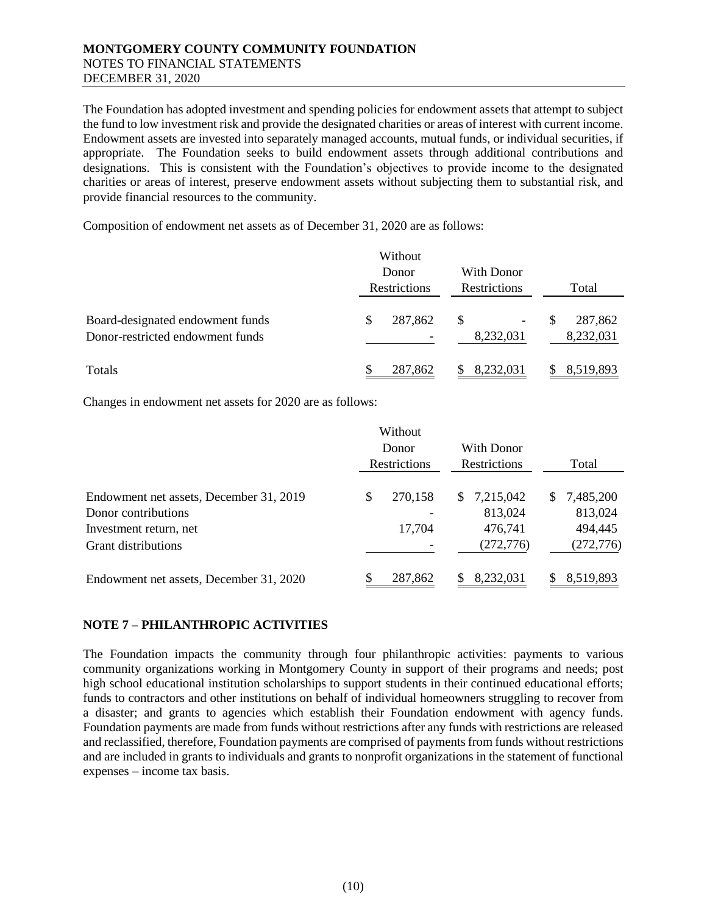The Foundation has adopted investment and spending policies for endowment assets that attempt to subject the fund to low investment risk and provide the designated charities or areas of interest with current income. Endowment assets are invested into separately managed accounts, mutual funds, or individual securities, if appropriate. The Foundation seeks to build endowment assets through additional contributions and designations. This is consistent with the Foundation's objectives to provide income to the designated charities or areas of interest, preserve endowment assets without subjecting them to substantial risk, and provide financial resources to the community.

Composition of endowment net assets as of December 31, 2020 are as follows:

| | Without Donor Restrictions | With Donor Restrictions | Total |
|---|---|---|---|
| Board-designated endowment funds | $ 287,862 | $ - | $ 287,862 |
| Donor-restricted endowment funds | - | 8,232,031 | 8,232,031 |
| Totals | $ 287,862 | $ 8,232,031 | $ 8,519,893 |

Changes in endowment net assets for 2020 are as follows:

| | Without Donor Restrictions | With Donor Restrictions | Total |
|---|---|---|---|
| Endowment net assets, December 31, 2019 | $ 270,158 | $ 7,215,042 | $ 7,485,200 |
| Donor contributions | - | 813,024 | 813,024 |
| Investment return, net | 17,704 | 476,741 | 494,445 |
| Grant distributions | - | (272,776) | (272,776) |
| Endowment net assets, December 31, 2020 | $ 287,862 | $ 8,232,031 | $ 8,519,893 |

## NOTE 7 – PHILANTHROPIC ACTIVITIES

The Foundation impacts the community through four philanthropic activities: payments to various community organizations working in Montgomery County in support of their programs and needs; post high school educational institution scholarships to support students in their continued educational efforts; funds to contractors and other institutions on behalf of individual homeowners struggling to recover from a disaster; and grants to agencies which establish their Foundation endowment with agency funds. Foundation payments are made from funds without restrictions after any funds with restrictions are released and reclassified, therefore, Foundation payments are comprised of payments from funds without restrictions and are included in grants to individuals and grants to nonprofit organizations in the statement of functional expenses – income tax basis.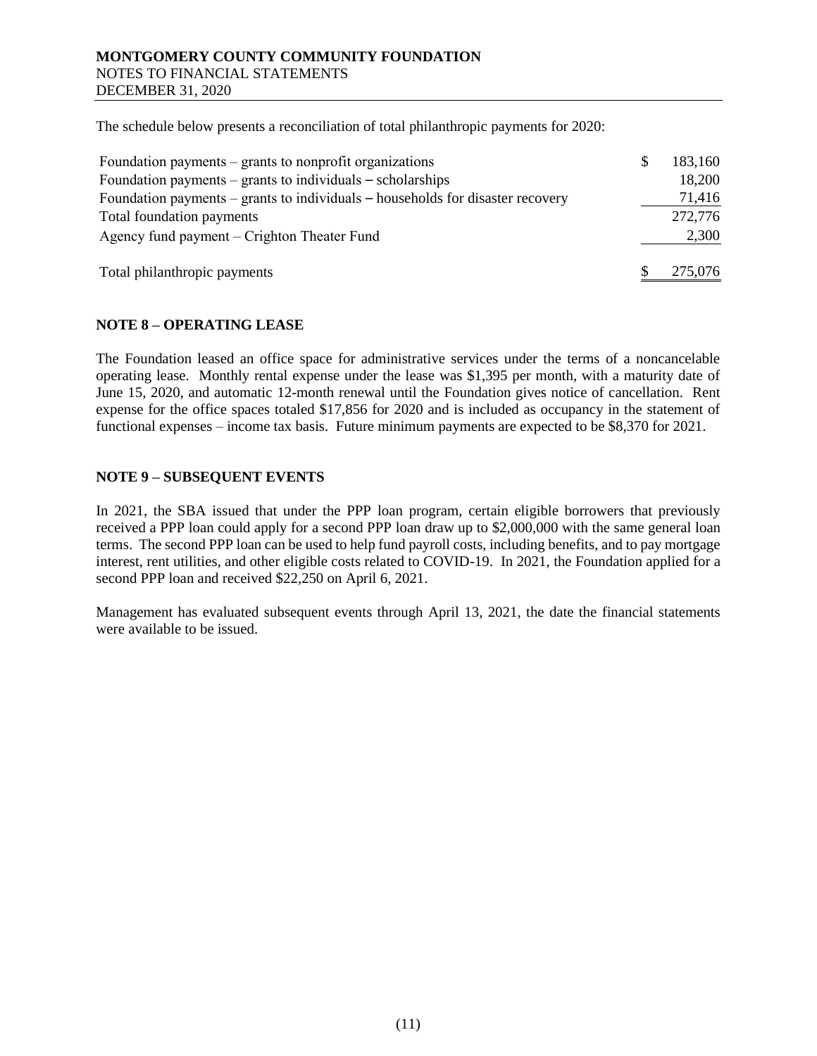The schedule below presents a reconciliation of total philanthropic payments for 2020:

| | |
|---|---|
| Foundation payments – grants to nonprofit organizations | $ 183,160 |
| Foundation payments – grants to individuals – scholarships | 18,200 |
| Foundation payments – grants to individuals – households for disaster recovery | 71,416 |
| Total foundation payments | 272,776 |
| Agency fund payment – Crighton Theater Fund | 2,300 |
| Total philanthropic payments | $ 275,076 |

**NOTE 8 – OPERATING LEASE**

The Foundation leased an office space for administrative services under the terms of a noncancelable operating lease. Monthly rental expense under the lease was $1,395 per month, with a maturity date of June 15, 2020, and automatic 12-month renewal until the Foundation gives notice of cancellation. Rent expense for the office spaces totaled $17,856 for 2020 and is included as occupancy in the statement of functional expenses – income tax basis. Future minimum payments are expected to be $8,370 for 2021.

**NOTE 9 – SUBSEQUENT EVENTS**

In 2021, the SBA issued that under the PPP loan program, certain eligible borrowers that previously received a PPP loan could apply for a second PPP loan draw up to $2,000,000 with the same general loan terms. The second PPP loan can be used to help fund payroll costs, including benefits, and to pay mortgage interest, rent utilities, and other eligible costs related to COVID-19. In 2021, the Foundation applied for a second PPP loan and received $22,250 on April 6, 2021.

Management has evaluated subsequent events through April 13, 2021, the date the financial statements were available to be issued.